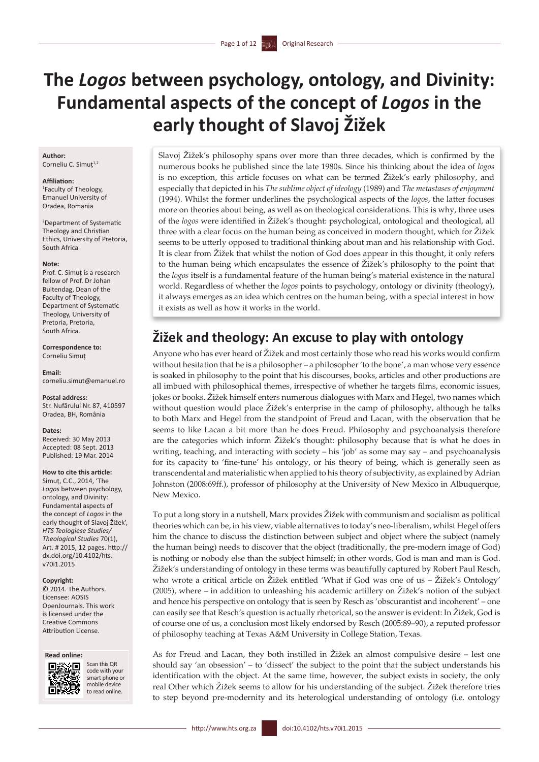# The *Logos* between psychology, ontology, and Divinity: Fundamental aspects of the concept of *Logos* in the early thought of Slavoj Žižek

**Author:**
Corneliu C. Simuț[1,2]

**Affiliation:**
[1]Faculty of Theology, Emanuel University of Oradea, Romania

[2]Department of Systematic Theology and Christian Ethics, University of Pretoria, South Africa

**Note:**
Prof. C. Simuț is a research fellow of Prof. Dr Johan Buitendag, Dean of the Faculty of Theology, Department of Systematic Theology, University of Pretoria, Pretoria, South Africa.

**Correspondence to:**
Corneliu Simuț

**Email:**
corneliu.simut@emanuel.ro

**Postal address:**
Str. Nufărului Nr. 87, 410597 Oradea, BH, România

**Dates:**
Received: 30 May 2013
Accepted: 08 Sept. 2013
Published: 19 Mar. 2014

**How to cite this article:**
Simuț, C.C., 2014, 'The *Logos* between psychology, ontology, and Divinity: Fundamental aspects of the concept of *Logos* in the early thought of Slavoj Žižek', *HTS Teologiese Studies/Theological Studies* 70(1), Art. # 2015, 12 pages. http://dx.doi.org/10.4102/hts.v70i1.2015

**Copyright:**
© 2014. The Authors. Licensee: AOSIS OpenJournals. This work is licensed under the Creative Commons Attribution License.

**Read online:**
Scan this QR code with your smart phone or mobile device to read online.

Slavoj Žižek's philosophy spans over more than three decades, which is confirmed by the numerous books he published since the late 1980s. Since his thinking about the idea of *logos* is no exception, this article focuses on what can be termed Žižek's early philosophy, and especially that depicted in his *The sublime object of ideology* (1989) and *The metastases of enjoyment* (1994). Whilst the former underlines the psychological aspects of the *logos*, the latter focuses more on theories about being, as well as on theological considerations. This is why, three uses of the *logos* were identified in Žižek's thought: psychological, ontological and theological, all three with a clear focus on the human being as conceived in modern thought, which for Žižek seems to be utterly opposed to traditional thinking about man and his relationship with God. It is clear from Žižek that whilst the notion of God does appear in this thought, it only refers to the human being which encapsulates the essence of Žižek's philosophy to the point that the *logos* itself is a fundamental feature of the human being's material existence in the natural world. Regardless of whether the *logos* points to psychology, ontology or divinity (theology), it always emerges as an idea which centres on the human being, with a special interest in how it exists as well as how it works in the world.

## Žižek and theology: An excuse to play with ontology

Anyone who has ever heard of Žižek and most certainly those who read his works would confirm without hesitation that he is a philosopher – a philosopher 'to the bone', a man whose very essence is soaked in philosophy to the point that his discourses, books, articles and other productions are all imbued with philosophical themes, irrespective of whether he targets films, economic issues, jokes or books. Žižek himself enters numerous dialogues with Marx and Hegel, two names which without question would place Žižek's enterprise in the camp of philosophy, although he talks to both Marx and Hegel from the standpoint of Freud and Lacan, with the observation that he seems to like Lacan a bit more than he does Freud. Philosophy and psychoanalysis therefore are the categories which inform Žižek's thought: philosophy because that is what he does in writing, teaching, and interacting with society – his 'job' as some may say – and psychoanalysis for its capacity to 'fine-tune' his ontology, or his theory of being, which is generally seen as transcendental and materialistic when applied to his theory of subjectivity, as explained by Adrian Johnston (2008:69ff.), professor of philosophy at the University of New Mexico in Albuquerque, New Mexico.

To put a long story in a nutshell, Marx provides Žižek with communism and socialism as political theories which can be, in his view, viable alternatives to today's neo-liberalism, whilst Hegel offers him the chance to discuss the distinction between subject and object where the subject (namely the human being) needs to discover that the object (traditionally, the pre-modern image of God) is nothing or nobody else than the subject himself; in other words, God is man and man is God. Žižek's understanding of ontology in these terms was beautifully captured by Robert Paul Resch, who wrote a critical article on Žižek entitled 'What if God was one of us – Žižek's Ontology' (2005), where – in addition to unleashing his academic artillery on Žižek's notion of the subject and hence his perspective on ontology that is seen by Resch as 'obscurantist and incoherent' – one can easily see that Resch's question is actually rhetorical, so the answer is evident: In Žižek, God is of course one of us, a conclusion most likely endorsed by Resch (2005:89–90), a reputed professor of philosophy teaching at Texas A&M University in College Station, Texas.

As for Freud and Lacan, they both instilled in Žižek an almost compulsive desire – lest one should say 'an obsession' – to 'dissect' the subject to the point that the subject understands his identification with the object. At the same time, however, the subject exists in society, the only real Other which Žižek seems to allow for his understanding of the subject. Žižek therefore tries to step beyond pre-modernity and its heterological understanding of ontology (i.e. ontology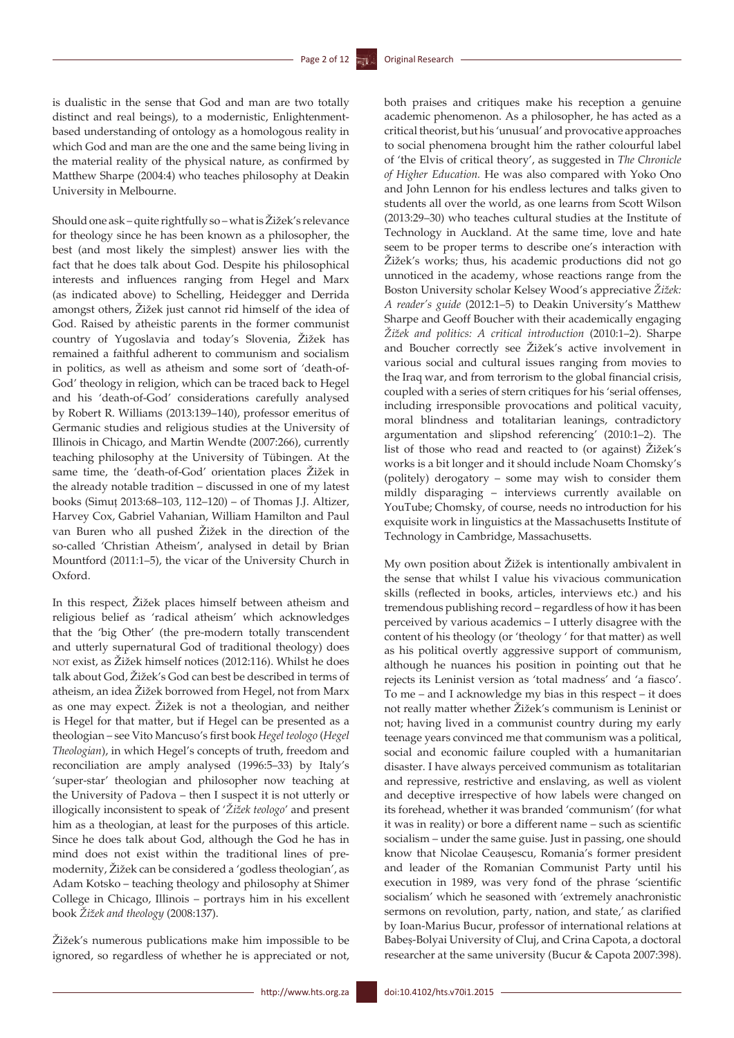is dualistic in the sense that God and man are two totally distinct and real beings), to a modernistic, Enlightenment-based understanding of ontology as a homologous reality in which God and man are the one and the same being living in the material reality of the physical nature, as confirmed by Matthew Sharpe (2004:4) who teaches philosophy at Deakin University in Melbourne.

Should one ask – quite rightfully so – what is Žižek's relevance for theology since he has been known as a philosopher, the best (and most likely the simplest) answer lies with the fact that he does talk about God. Despite his philosophical interests and influences ranging from Hegel and Marx (as indicated above) to Schelling, Heidegger and Derrida amongst others, Žižek just cannot rid himself of the idea of God. Raised by atheistic parents in the former communist country of Yugoslavia and today's Slovenia, Žižek has remained a faithful adherent to communism and socialism in politics, as well as atheism and some sort of 'death-of-God' theology in religion, which can be traced back to Hegel and his 'death-of-God' considerations carefully analysed by Robert R. Williams (2013:139–140), professor emeritus of Germanic studies and religious studies at the University of Illinois in Chicago, and Martin Wendte (2007:266), currently teaching philosophy at the University of Tübingen. At the same time, the 'death-of-God' orientation places Žižek in the already notable tradition – discussed in one of my latest books (Simuț 2013:68–103, 112–120) – of Thomas J.J. Altizer, Harvey Cox, Gabriel Vahanian, William Hamilton and Paul van Buren who all pushed Žižek in the direction of the so-called 'Christian Atheism', analysed in detail by Brian Mountford (2011:1–5), the vicar of the University Church in Oxford.

In this respect, Žižek places himself between atheism and religious belief as 'radical atheism' which acknowledges that the 'big Other' (the pre-modern totally transcendent and utterly supernatural God of traditional theology) does NOT exist, as Žižek himself notices (2012:116). Whilst he does talk about God, Žižek's God can best be described in terms of atheism, an idea Žižek borrowed from Hegel, not from Marx as one may expect. Žižek is not a theologian, and neither is Hegel for that matter, but if Hegel can be presented as a theologian – see Vito Mancuso's first book *Hegel teologo* (*Hegel Theologian*), in which Hegel's concepts of truth, freedom and reconciliation are amply analysed (1996:5–33) by Italy's 'super-star' theologian and philosopher now teaching at the University of Padova – then I suspect it is not utterly or illogically inconsistent to speak of '*Žižek teologo*' and present him as a theologian, at least for the purposes of this article. Since he does talk about God, although the God he has in mind does not exist within the traditional lines of pre-modernity, Žižek can be considered a 'godless theologian', as Adam Kotsko – teaching theology and philosophy at Shimer College in Chicago, Illinois – portrays him in his excellent book *Žižek and theology* (2008:137).

Žižek's numerous publications make him impossible to be ignored, so regardless of whether he is appreciated or not, both praises and critiques make his reception a genuine academic phenomenon. As a philosopher, he has acted as a critical theorist, but his 'unusual' and provocative approaches to social phenomena brought him the rather colourful label of 'the Elvis of critical theory', as suggested in *The Chronicle of Higher Education.* He was also compared with Yoko Ono and John Lennon for his endless lectures and talks given to students all over the world, as one learns from Scott Wilson (2013:29–30) who teaches cultural studies at the Institute of Technology in Auckland. At the same time, love and hate seem to be proper terms to describe one's interaction with Žižek's works; thus, his academic productions did not go unnoticed in the academy, whose reactions range from the Boston University scholar Kelsey Wood's appreciative *Žižek: A reader's guide* (2012:1–5) to Deakin University's Matthew Sharpe and Geoff Boucher with their academically engaging *Žižek and politics: A critical introduction* (2010:1–2). Sharpe and Boucher correctly see Žižek's active involvement in various social and cultural issues ranging from movies to the Iraq war, and from terrorism to the global financial crisis, coupled with a series of stern critiques for his 'serial offenses, including irresponsible provocations and political vacuity, moral blindness and totalitarian leanings, contradictory argumentation and slipshod referencing' (2010:1–2). The list of those who read and reacted to (or against) Žižek's works is a bit longer and it should include Noam Chomsky's (politely) derogatory – some may wish to consider them mildly disparaging – interviews currently available on YouTube; Chomsky, of course, needs no introduction for his exquisite work in linguistics at the Massachusetts Institute of Technology in Cambridge, Massachusetts.

My own position about Žižek is intentionally ambivalent in the sense that whilst I value his vivacious communication skills (reflected in books, articles, interviews etc.) and his tremendous publishing record – regardless of how it has been perceived by various academics – I utterly disagree with the content of his theology (or 'theology ' for that matter) as well as his political overtly aggressive support of communism, although he nuances his position in pointing out that he rejects its Leninist version as 'total madness' and 'a fiasco'. To me – and I acknowledge my bias in this respect – it does not really matter whether Žižek's communism is Leninist or not; having lived in a communist country during my early teenage years convinced me that communism was a political, social and economic failure coupled with a humanitarian disaster. I have always perceived communism as totalitarian and repressive, restrictive and enslaving, as well as violent and deceptive irrespective of how labels were changed on its forehead, whether it was branded 'communism' (for what it was in reality) or bore a different name – such as scientific socialism – under the same guise. Just in passing, one should know that Nicolae Ceaușescu, Romania's former president and leader of the Romanian Communist Party until his execution in 1989, was very fond of the phrase 'scientific socialism' which he seasoned with 'extremely anachronistic sermons on revolution, party, nation, and state,' as clarified by Ioan-Marius Bucur, professor of international relations at Babeș-Bolyai University of Cluj, and Crina Capota, a doctoral researcher at the same university (Bucur & Capota 2007:398).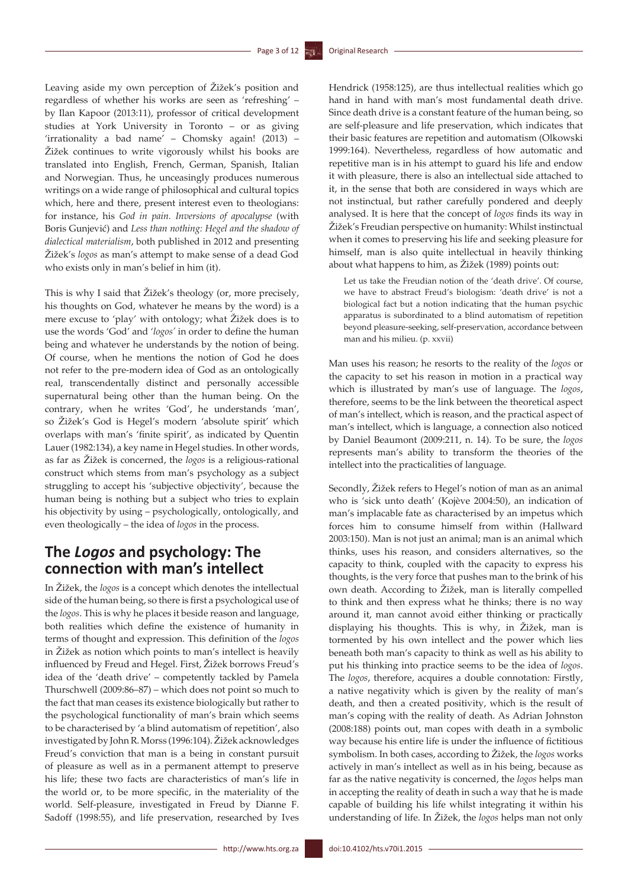Leaving aside my own perception of Žižek's position and regardless of whether his works are seen as 'refreshing' – by Ilan Kapoor (2013:11), professor of critical development studies at York University in Toronto – or as giving 'irrationality a bad name' – Chomsky again! (2013) – Žižek continues to write vigorously whilst his books are translated into English, French, German, Spanish, Italian and Norwegian. Thus, he unceasingly produces numerous writings on a wide range of philosophical and cultural topics which, here and there, present interest even to theologians: for instance, his *God in pain. Inversions of apocalypse* (with Boris Gunjević) and *Less than nothing: Hegel and the shadow of dialectical materialism*, both published in 2012 and presenting Žižek's *logos* as man's attempt to make sense of a dead God who exists only in man's belief in him (it).

This is why I said that Žižek's theology (or, more precisely, his thoughts on God, whatever he means by the word) is a mere excuse to 'play' with ontology; what Žižek does is to use the words 'God' and '*logos*' in order to define the human being and whatever he understands by the notion of being. Of course, when he mentions the notion of God he does not refer to the pre-modern idea of God as an ontologically real, transcendentally distinct and personally accessible supernatural being other than the human being. On the contrary, when he writes 'God', he understands 'man', so Žižek's God is Hegel's modern 'absolute spirit' which overlaps with man's 'finite spirit', as indicated by Quentin Lauer (1982:134), a key name in Hegel studies. In other words, as far as Žižek is concerned, the *logos* is a religious-rational construct which stems from man's psychology as a subject struggling to accept his 'subjective objectivity', because the human being is nothing but a subject who tries to explain his objectivity by using – psychologically, ontologically, and even theologically – the idea of *logos* in the process.

## The *Logos* and psychology: The connection with man's intellect

In Žižek, the *logos* is a concept which denotes the intellectual side of the human being, so there is first a psychological use of the *logos*. This is why he places it beside reason and language, both realities which define the existence of humanity in terms of thought and expression. This definition of the *logos* in Žižek as notion which points to man's intellect is heavily influenced by Freud and Hegel. First, Žižek borrows Freud's idea of the 'death drive' – competently tackled by Pamela Thurschwell (2009:86–87) – which does not point so much to the fact that man ceases its existence biologically but rather to the psychological functionality of man's brain which seems to be characterised by 'a blind automatism of repetition', also investigated by John R. Morss (1996:104). Žižek acknowledges Freud's conviction that man is a being in constant pursuit of pleasure as well as in a permanent attempt to preserve his life; these two facts are characteristics of man's life in the world or, to be more specific, in the materiality of the world. Self-pleasure, investigated in Freud by Dianne F. Sadoff (1998:55), and life preservation, researched by Ives Hendrick (1958:125), are thus intellectual realities which go hand in hand with man's most fundamental death drive. Since death drive is a constant feature of the human being, so are self-pleasure and life preservation, which indicates that their basic features are repetition and automatism (Olkowski 1999:164). Nevertheless, regardless of how automatic and repetitive man is in his attempt to guard his life and endow it with pleasure, there is also an intellectual side attached to it, in the sense that both are considered in ways which are not instinctual, but rather carefully pondered and deeply analysed. It is here that the concept of *logos* finds its way in Žižek's Freudian perspective on humanity: Whilst instinctual when it comes to preserving his life and seeking pleasure for himself, man is also quite intellectual in heavily thinking about what happens to him, as Žižek (1989) points out:

> Let us take the Freudian notion of the 'death drive'. Of course, we have to abstract Freud's biologism: 'death drive' is not a biological fact but a notion indicating that the human psychic apparatus is subordinated to a blind automatism of repetition beyond pleasure-seeking, self-preservation, accordance between man and his milieu. (p. xxvii)

Man uses his reason; he resorts to the reality of the *logos* or the capacity to set his reason in motion in a practical way which is illustrated by man's use of language. The *logos*, therefore, seems to be the link between the theoretical aspect of man's intellect, which is reason, and the practical aspect of man's intellect, which is language, a connection also noticed by Daniel Beaumont (2009:211, n. 14). To be sure, the *logos* represents man's ability to transform the theories of the intellect into the practicalities of language.

Secondly, Žižek refers to Hegel's notion of man as an animal who is 'sick unto death' (Kojève 2004:50), an indication of man's implacable fate as characterised by an impetus which forces him to consume himself from within (Hallward 2003:150). Man is not just an animal; man is an animal which thinks, uses his reason, and considers alternatives, so the capacity to think, coupled with the capacity to express his thoughts, is the very force that pushes man to the brink of his own death. According to Žižek, man is literally compelled to think and then express what he thinks; there is no way around it, man cannot avoid either thinking or practically displaying his thoughts. This is why, in Žižek, man is tormented by his own intellect and the power which lies beneath both man's capacity to think as well as his ability to put his thinking into practice seems to be the idea of *logos*. The *logos*, therefore, acquires a double connotation: Firstly, a native negativity which is given by the reality of man's death, and then a created positivity, which is the result of man's coping with the reality of death. As Adrian Johnston (2008:188) points out, man copes with death in a symbolic way because his entire life is under the influence of fictitious symbolism. In both cases, according to Žižek, the *logos* works actively in man's intellect as well as in his being, because as far as the native negativity is concerned, the *logos* helps man in accepting the reality of death in such a way that he is made capable of building his life whilst integrating it within his understanding of life. In Žižek, the *logos* helps man not only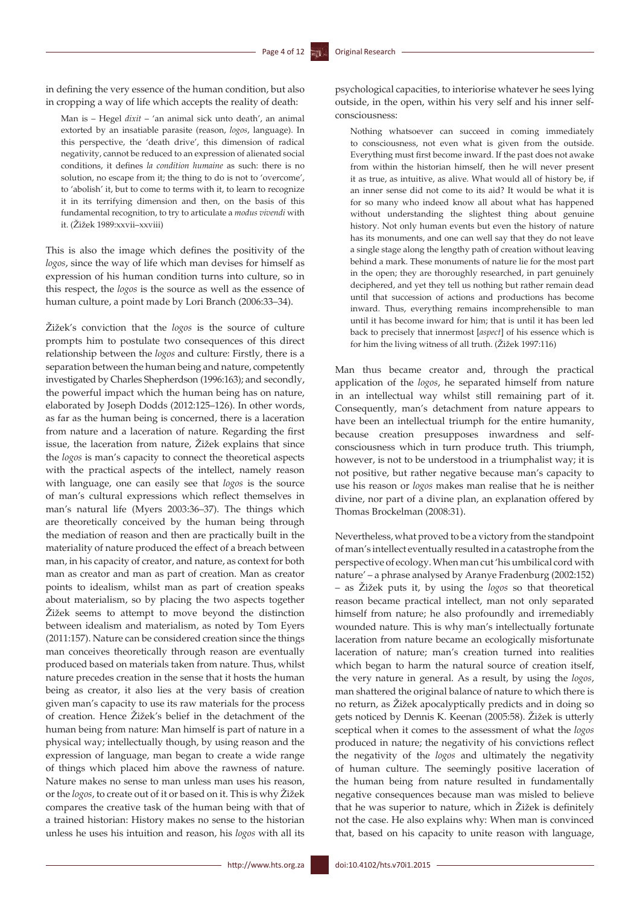in defining the very essence of the human condition, but also in cropping a way of life which accepts the reality of death:

> Man is – Hegel *dixit* – 'an animal sick unto death', an animal extorted by an insatiable parasite (reason, *logos*, language). In this perspective, the 'death drive', this dimension of radical negativity, cannot be reduced to an expression of alienated social conditions, it defines *la condition humaine* as such: there is no solution, no escape from it; the thing to do is not to 'overcome', to 'abolish' it, but to come to terms with it, to learn to recognize it in its terrifying dimension and then, on the basis of this fundamental recognition, to try to articulate a *modus vivendi* with it. (Žižek 1989:xxvii–xxviii)

This is also the image which defines the positivity of the *logos*, since the way of life which man devises for himself as expression of his human condition turns into culture, so in this respect, the *logos* is the source as well as the essence of human culture, a point made by Lori Branch (2006:33–34).

Žižek's conviction that the *logos* is the source of culture prompts him to postulate two consequences of this direct relationship between the *logos* and culture: Firstly, there is a separation between the human being and nature, competently investigated by Charles Shepherdson (1996:163); and secondly, the powerful impact which the human being has on nature, elaborated by Joseph Dodds (2012:125–126). In other words, as far as the human being is concerned, there is a laceration from nature and a laceration of nature. Regarding the first issue, the laceration from nature, Žižek explains that since the *logos* is man's capacity to connect the theoretical aspects with the practical aspects of the intellect, namely reason with language, one can easily see that *logos* is the source of man's cultural expressions which reflect themselves in man's natural life (Myers 2003:36–37). The things which are theoretically conceived by the human being through the mediation of reason and then are practically built in the materiality of nature produced the effect of a breach between man, in his capacity of creator, and nature, as context for both man as creator and man as part of creation. Man as creator points to idealism, whilst man as part of creation speaks about materialism, so by placing the two aspects together Žižek seems to attempt to move beyond the distinction between idealism and materialism, as noted by Tom Eyers (2011:157). Nature can be considered creation since the things man conceives theoretically through reason are eventually produced based on materials taken from nature. Thus, whilst nature precedes creation in the sense that it hosts the human being as creator, it also lies at the very basis of creation given man's capacity to use its raw materials for the process of creation. Hence Žižek's belief in the detachment of the human being from nature: Man himself is part of nature in a physical way; intellectually though, by using reason and the expression of language, man began to create a wide range of things which placed him above the rawness of nature. Nature makes no sense to man unless man uses his reason, or the *logos*, to create out of it or based on it. This is why Žižek compares the creative task of the human being with that of a trained historian: History makes no sense to the historian unless he uses his intuition and reason, his *logos* with all its psychological capacities, to interiorise whatever he sees lying outside, in the open, within his very self and his inner self-consciousness:

> Nothing whatsoever can succeed in coming immediately to consciousness, not even what is given from the outside. Everything must first become inward. If the past does not awake from within the historian himself, then he will never present it as true, as intuitive, as alive. What would all of history be, if an inner sense did not come to its aid? It would be what it is for so many who indeed know all about what has happened without understanding the slightest thing about genuine history. Not only human events but even the history of nature has its monuments, and one can well say that they do not leave a single stage along the lengthy path of creation without leaving behind a mark. These monuments of nature lie for the most part in the open; they are thoroughly researched, in part genuinely deciphered, and yet they tell us nothing but rather remain dead until that succession of actions and productions has become inward. Thus, everything remains incomprehensible to man until it has become inward for him; that is until it has been led back to precisely that innermost [*aspect*] of his essence which is for him the living witness of all truth. (Žižek 1997:116)

Man thus became creator and, through the practical application of the *logos*, he separated himself from nature in an intellectual way whilst still remaining part of it. Consequently, man's detachment from nature appears to have been an intellectual triumph for the entire humanity, because creation presupposes inwardness and self-consciousness which in turn produce truth. This triumph, however, is not to be understood in a triumphalist way; it is not positive, but rather negative because man's capacity to use his reason or *logos* makes man realise that he is neither divine, nor part of a divine plan, an explanation offered by Thomas Brockelman (2008:31).

Nevertheless, what proved to be a victory from the standpoint of man's intellect eventually resulted in a catastrophe from the perspective of ecology. When man cut 'his umbilical cord with nature' – a phrase analysed by Aranye Fradenburg (2002:152) – as Žižek puts it, by using the *logos* so that theoretical reason became practical intellect, man not only separated himself from nature; he also profoundly and irremediably wounded nature. This is why man's intellectually fortunate laceration from nature became an ecologically misfortunate laceration of nature; man's creation turned into realities which began to harm the natural source of creation itself, the very nature in general. As a result, by using the *logos*, man shattered the original balance of nature to which there is no return, as Žižek apocalyptically predicts and in doing so gets noticed by Dennis K. Keenan (2005:58). Žižek is utterly sceptical when it comes to the assessment of what the *logos* produced in nature; the negativity of his convictions reflect the negativity of the *logos* and ultimately the negativity of human culture. The seemingly positive laceration of the human being from nature resulted in fundamentally negative consequences because man was misled to believe that he was superior to nature, which in Žižek is definitely not the case. He also explains why: When man is convinced that, based on his capacity to unite reason with language,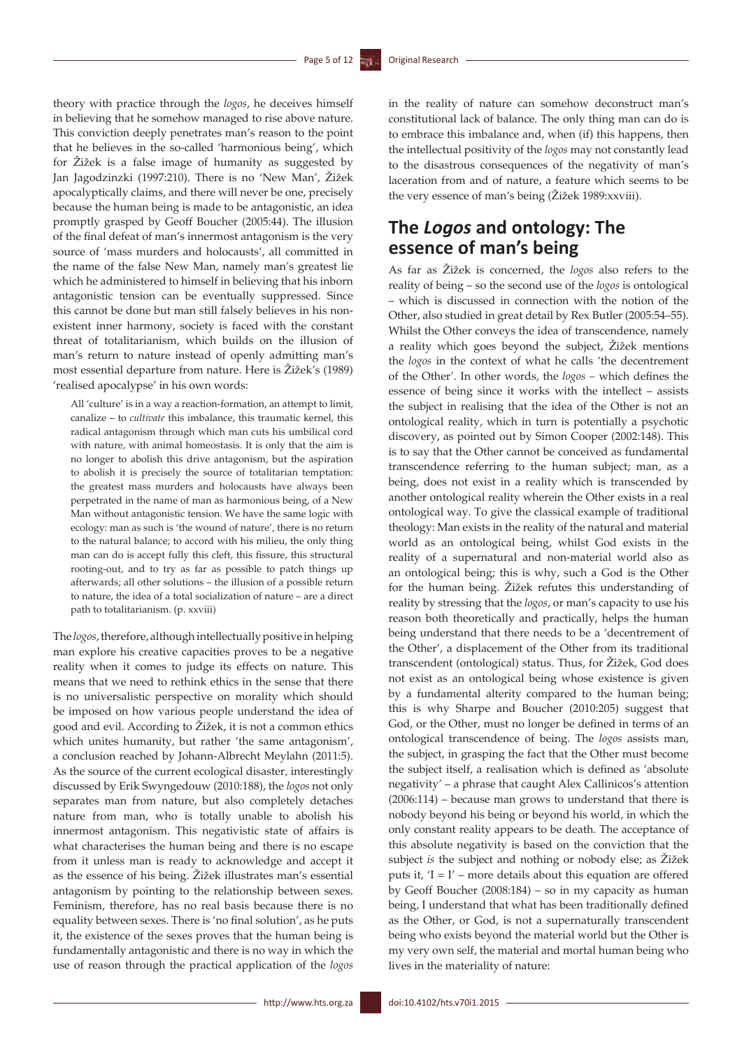theory with practice through the *logos*, he deceives himself in believing that he somehow managed to rise above nature. This conviction deeply penetrates man's reason to the point that he believes in the so-called 'harmonious being', which for Žižek is a false image of humanity as suggested by Jan Jagodzinzki (1997:210). There is no 'New Man', Žižek apocalyptically claims, and there will never be one, precisely because the human being is made to be antagonistic, an idea promptly grasped by Geoff Boucher (2005:44). The illusion of the final defeat of man's innermost antagonism is the very source of 'mass murders and holocausts', all committed in the name of the false New Man, namely man's greatest lie which he administered to himself in believing that his inborn antagonistic tension can be eventually suppressed. Since this cannot be done but man still falsely believes in his non-existent inner harmony, society is faced with the constant threat of totalitarianism, which builds on the illusion of man's return to nature instead of openly admitting man's most essential departure from nature. Here is Žižek's (1989) 'realised apocalypse' in his own words:

> All 'culture' is in a way a reaction-formation, an attempt to limit, canalize – to *cultivate* this imbalance, this traumatic kernel, this radical antagonism through which man cuts his umbilical cord with nature, with animal homeostasis. It is only that the aim is no longer to abolish this drive antagonism, but the aspiration to abolish it is precisely the source of totalitarian temptation: the greatest mass murders and holocausts have always been perpetrated in the name of man as harmonious being, of a New Man without antagonistic tension. We have the same logic with ecology: man as such is 'the wound of nature', there is no return to the natural balance; to accord with his milieu, the only thing man can do is accept fully this cleft, this fissure, this structural rooting-out, and to try as far as possible to patch things up afterwards; all other solutions – the illusion of a possible return to nature, the idea of a total socialization of nature – are a direct path to totalitarianism. (p. xxviii)

The *logos*, therefore, although intellectually positive in helping man explore his creative capacities proves to be a negative reality when it comes to judge its effects on nature. This means that we need to rethink ethics in the sense that there is no universalistic perspective on morality which should be imposed on how various people understand the idea of good and evil. According to Žižek, it is not a common ethics which unites humanity, but rather 'the same antagonism', a conclusion reached by Johann-Albrecht Meylahn (2011:5). As the source of the current ecological disaster, interestingly discussed by Erik Swyngedouw (2010:188), the *logos* not only separates man from nature, but also completely detaches nature from man, who is totally unable to abolish his innermost antagonism. This negativistic state of affairs is what characterises the human being and there is no escape from it unless man is ready to acknowledge and accept it as the essence of his being. Žižek illustrates man's essential antagonism by pointing to the relationship between sexes. Feminism, therefore, has no real basis because there is no equality between sexes. There is 'no final solution', as he puts it, the existence of the sexes proves that the human being is fundamentally antagonistic and there is no way in which the use of reason through the practical application of the *logos* in the reality of nature can somehow deconstruct man's constitutional lack of balance. The only thing man can do is to embrace this imbalance and, when (if) this happens, then the intellectual positivity of the *logos* may not constantly lead to the disastrous consequences of the negativity of man's laceration from and of nature, a feature which seems to be the very essence of man's being (Žižek 1989:xxviii).

## The *Logos* and ontology: The essence of man's being

As far as Žižek is concerned, the *logos* also refers to the reality of being – so the second use of the *logos* is ontological – which is discussed in connection with the notion of the Other, also studied in great detail by Rex Butler (2005:54–55). Whilst the Other conveys the idea of transcendence, namely a reality which goes beyond the subject, Žižek mentions the *logos* in the context of what he calls 'the decentrement of the Other'. In other words, the *logos* – which defines the essence of being since it works with the intellect – assists the subject in realising that the idea of the Other is not an ontological reality, which in turn is potentially a psychotic discovery, as pointed out by Simon Cooper (2002:148). This is to say that the Other cannot be conceived as fundamental transcendence referring to the human subject; man, as a being, does not exist in a reality which is transcended by another ontological reality wherein the Other exists in a real ontological way. To give the classical example of traditional theology: Man exists in the reality of the natural and material world as an ontological being, whilst God exists in the reality of a supernatural and non-material world also as an ontological being; this is why, such a God is the Other for the human being. Žižek refutes this understanding of reality by stressing that the *logos*, or man's capacity to use his reason both theoretically and practically, helps the human being understand that there needs to be a 'decentrement of the Other', a displacement of the Other from its traditional transcendent (ontological) status. Thus, for Žižek, God does not exist as an ontological being whose existence is given by a fundamental alterity compared to the human being; this is why Sharpe and Boucher (2010:205) suggest that God, or the Other, must no longer be defined in terms of an ontological transcendence of being. The *logos* assists man, the subject, in grasping the fact that the Other must become the subject itself, a realisation which is defined as 'absolute negativity' – a phrase that caught Alex Callinicos's attention (2006:114) – because man grows to understand that there is nobody beyond his being or beyond his world, in which the only constant reality appears to be death. The acceptance of this absolute negativity is based on the conviction that the subject *is* the subject and nothing or nobody else; as Žižek puts it, 'I = I' – more details about this equation are offered by Geoff Boucher (2008:184) – so in my capacity as human being, I understand that what has been traditionally defined as the Other, or God, is not a supernaturally transcendent being who exists beyond the material world but the Other is my very own self, the material and mortal human being who lives in the materiality of nature: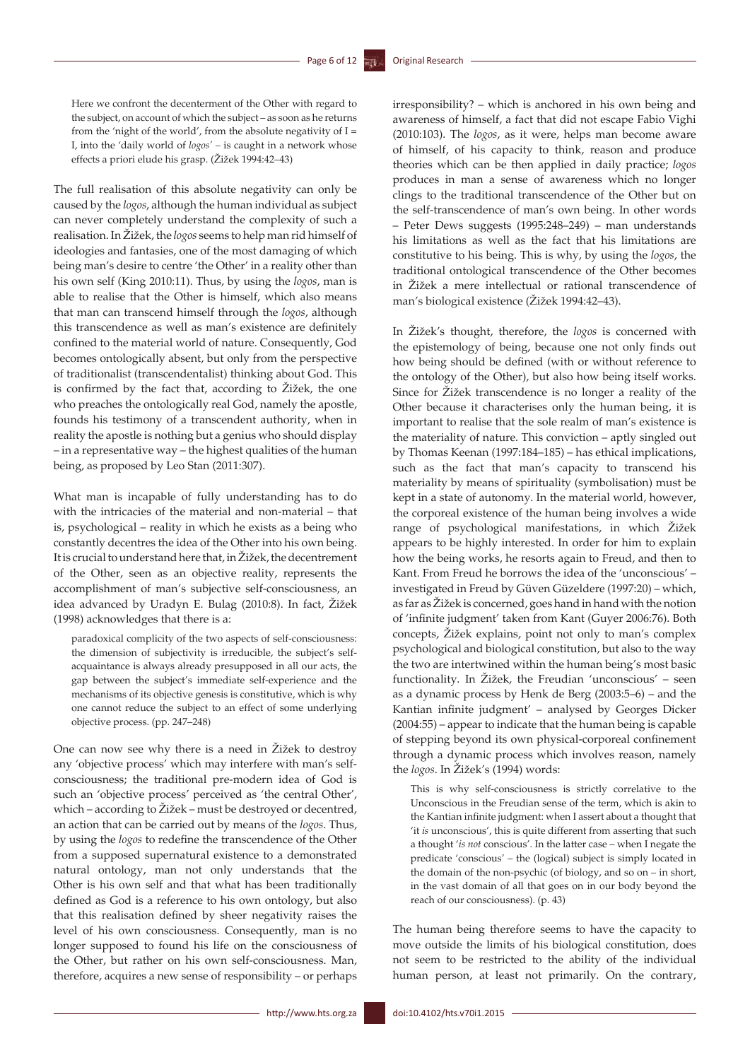> Here we confront the decenterment of the Other with regard to the subject, on account of which the subject – as soon as he returns from the 'night of the world', from the absolute negativity of I = I, into the 'daily world of *logos*' – is caught in a network whose effects a priori elude his grasp. (Žižek 1994:42–43)

The full realisation of this absolute negativity can only be caused by the *logos*, although the human individual as subject can never completely understand the complexity of such a realisation. In Žižek, the *logos* seems to help man rid himself of ideologies and fantasies, one of the most damaging of which being man's desire to centre 'the Other' in a reality other than his own self (King 2010:11). Thus, by using the *logos*, man is able to realise that the Other is himself, which also means that man can transcend himself through the *logos*, although this transcendence as well as man's existence are definitely confined to the material world of nature. Consequently, God becomes ontologically absent, but only from the perspective of traditionalist (transcendentalist) thinking about God. This is confirmed by the fact that, according to Žižek, the one who preaches the ontologically real God, namely the apostle, founds his testimony of a transcendent authority, when in reality the apostle is nothing but a genius who should display – in a representative way – the highest qualities of the human being, as proposed by Leo Stan (2011:307).

What man is incapable of fully understanding has to do with the intricacies of the material and non-material – that is, psychological – reality in which he exists as a being who constantly decentres the idea of the Other into his own being. It is crucial to understand here that, in Žižek, the decentrement of the Other, seen as an objective reality, represents the accomplishment of man's subjective self-consciousness, an idea advanced by Uradyn E. Bulag (2010:8). In fact, Žižek (1998) acknowledges that there is a:

> paradoxical complicity of the two aspects of self-consciousness: the dimension of subjectivity is irreducible, the subject's self-acquaintance is always already presupposed in all our acts, the gap between the subject's immediate self-experience and the mechanisms of its objective genesis is constitutive, which is why one cannot reduce the subject to an effect of some underlying objective process. (pp. 247–248)

One can now see why there is a need in Žižek to destroy any 'objective process' which may interfere with man's self-consciousness; the traditional pre-modern idea of God is such an 'objective process' perceived as 'the central Other', which – according to Žižek – must be destroyed or decentred, an action that can be carried out by means of the *logos*. Thus, by using the *logos* to redefine the transcendence of the Other from a supposed supernatural existence to a demonstrated natural ontology, man not only understands that the Other is his own self and that what has been traditionally defined as God is a reference to his own ontology, but also that this realisation defined by sheer negativity raises the level of his own consciousness. Consequently, man is no longer supposed to found his life on the consciousness of the Other, but rather on his own self-consciousness. Man, therefore, acquires a new sense of responsibility – or perhaps irresponsibility? – which is anchored in his own being and awareness of himself, a fact that did not escape Fabio Vighi (2010:103). The *logos*, as it were, helps man become aware of himself, of his capacity to think, reason and produce theories which can be then applied in daily practice; *logos* produces in man a sense of awareness which no longer clings to the traditional transcendence of the Other but on the self-transcendence of man's own being. In other words – Peter Dews suggests (1995:248–249) – man understands his limitations as well as the fact that his limitations are constitutive to his being. This is why, by using the *logos*, the traditional ontological transcendence of the Other becomes in Žižek a mere intellectual or rational transcendence of man's biological existence (Žižek 1994:42–43).

In Žižek's thought, therefore, the *logos* is concerned with the epistemology of being, because one not only finds out how being should be defined (with or without reference to the ontology of the Other), but also how being itself works. Since for Žižek transcendence is no longer a reality of the Other because it characterises only the human being, it is important to realise that the sole realm of man's existence is the materiality of nature. This conviction – aptly singled out by Thomas Keenan (1997:184–185) – has ethical implications, such as the fact that man's capacity to transcend his materiality by means of spirituality (symbolisation) must be kept in a state of autonomy. In the material world, however, the corporeal existence of the human being involves a wide range of psychological manifestations, in which Žižek appears to be highly interested. In order for him to explain how the being works, he resorts again to Freud, and then to Kant. From Freud he borrows the idea of the 'unconscious' – investigated in Freud by Güven Güzeldere (1997:20) – which, as far as Žižek is concerned, goes hand in hand with the notion of 'infinite judgment' taken from Kant (Guyer 2006:76). Both concepts, Žižek explains, point not only to man's complex psychological and biological constitution, but also to the way the two are intertwined within the human being's most basic functionality. In Žižek, the Freudian 'unconscious' – seen as a dynamic process by Henk de Berg (2003:5–6) – and the Kantian infinite judgment' – analysed by Georges Dicker (2004:55) – appear to indicate that the human being is capable of stepping beyond its own physical-corporeal confinement through a dynamic process which involves reason, namely the *logos*. In Žižek's (1994) words:

> This is why self-consciousness is strictly correlative to the Unconscious in the Freudian sense of the term, which is akin to the Kantian infinite judgment: when I assert about a thought that 'it *is* unconscious', this is quite different from asserting that such a thought '*is not* conscious'. In the latter case – when I negate the predicate 'conscious' – the (logical) subject is simply located in the domain of the non-psychic (of biology, and so on – in short, in the vast domain of all that goes on in our body beyond the reach of our consciousness). (p. 43)

The human being therefore seems to have the capacity to move outside the limits of his biological constitution, does not seem to be restricted to the ability of the individual human person, at least not primarily. On the contrary,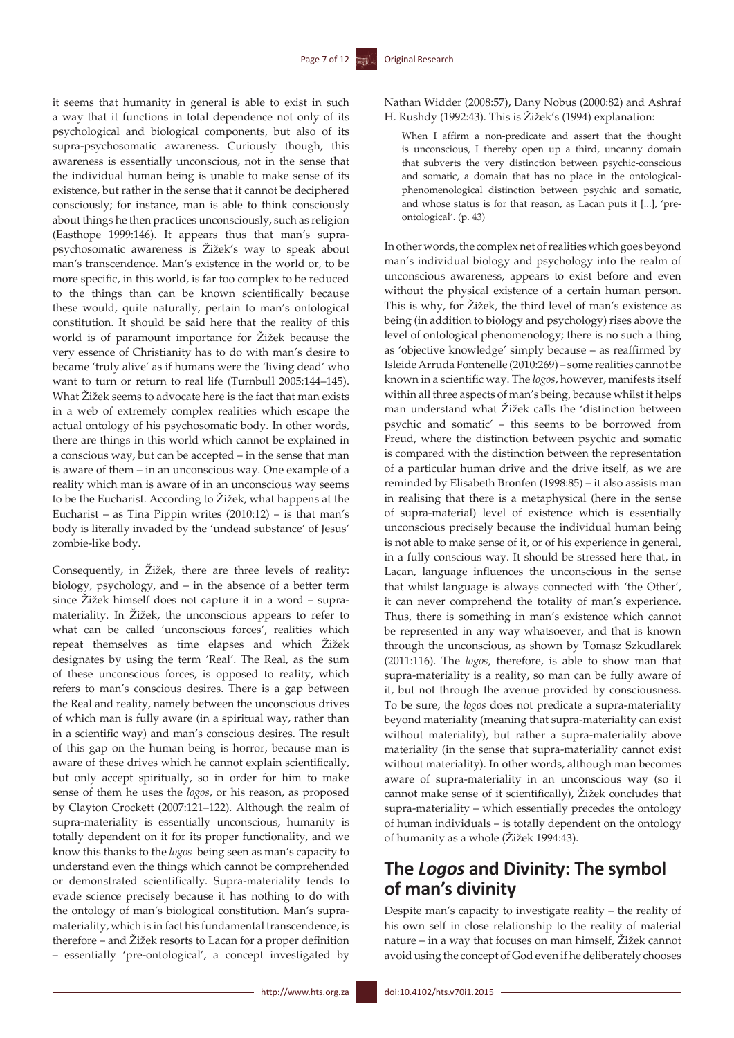it seems that humanity in general is able to exist in such a way that it functions in total dependence not only of its psychological and biological components, but also of its supra-psychosomatic awareness. Curiously though, this awareness is essentially unconscious, not in the sense that the individual human being is unable to make sense of its existence, but rather in the sense that it cannot be deciphered consciously; for instance, man is able to think consciously about things he then practices unconsciously, such as religion (Easthope 1999:146). It appears thus that man's supra-psychosomatic awareness is Žižek's way to speak about man's transcendence. Man's existence in the world or, to be more specific, in this world, is far too complex to be reduced to the things than can be known scientifically because these would, quite naturally, pertain to man's ontological constitution. It should be said here that the reality of this world is of paramount importance for Žižek because the very essence of Christianity has to do with man's desire to became 'truly alive' as if humans were the 'living dead' who want to turn or return to real life (Turnbull 2005:144–145). What Žižek seems to advocate here is the fact that man exists in a web of extremely complex realities which escape the actual ontology of his psychosomatic body. In other words, there are things in this world which cannot be explained in a conscious way, but can be accepted – in the sense that man is aware of them – in an unconscious way. One example of a reality which man is aware of in an unconscious way seems to be the Eucharist. According to Žižek, what happens at the Eucharist – as Tina Pippin writes (2010:12) – is that man's body is literally invaded by the 'undead substance' of Jesus' zombie-like body.

Consequently, in Žižek, there are three levels of reality: biology, psychology, and – in the absence of a better term since Žižek himself does not capture it in a word – supra-materiality. In Žižek, the unconscious appears to refer to what can be called 'unconscious forces', realities which repeat themselves as time elapses and which Žižek designates by using the term 'Real'. The Real, as the sum of these unconscious forces, is opposed to reality, which refers to man's conscious desires. There is a gap between the Real and reality, namely between the unconscious drives of which man is fully aware (in a spiritual way, rather than in a scientific way) and man's conscious desires. The result of this gap on the human being is horror, because man is aware of these drives which he cannot explain scientifically, but only accept spiritually, so in order for him to make sense of them he uses the *logos*, or his reason, as proposed by Clayton Crockett (2007:121–122). Although the realm of supra-materiality is essentially unconscious, humanity is totally dependent on it for its proper functionality, and we know this thanks to the *logos* being seen as man's capacity to understand even the things which cannot be comprehended or demonstrated scientifically. Supra-materiality tends to evade science precisely because it has nothing to do with the ontology of man's biological constitution. Man's supra-materiality, which is in fact his fundamental transcendence, is therefore – and Žižek resorts to Lacan for a proper definition – essentially 'pre-ontological', a concept investigated by Nathan Widder (2008:57), Dany Nobus (2000:82) and Ashraf H. Rushdy (1992:43). This is Žižek's (1994) explanation:

> When I affirm a non-predicate and assert that the thought is unconscious, I thereby open up a third, uncanny domain that subverts the very distinction between psychic-conscious and somatic, a domain that has no place in the ontological-phenomenological distinction between psychic and somatic, and whose status is for that reason, as Lacan puts it [...], 'pre-ontological'. (p. 43)

In other words, the complex net of realities which goes beyond man's individual biology and psychology into the realm of unconscious awareness, appears to exist before and even without the physical existence of a certain human person. This is why, for Žižek, the third level of man's existence as being (in addition to biology and psychology) rises above the level of ontological phenomenology; there is no such a thing as 'objective knowledge' simply because – as reaffirmed by Isleide Arruda Fontenelle (2010:269) – some realities cannot be known in a scientific way. The *logos*, however, manifests itself within all three aspects of man's being, because whilst it helps man understand what Žižek calls the 'distinction between psychic and somatic' – this seems to be borrowed from Freud, where the distinction between psychic and somatic is compared with the distinction between the representation of a particular human drive and the drive itself, as we are reminded by Elisabeth Bronfen (1998:85) – it also assists man in realising that there is a metaphysical (here in the sense of supra-material) level of existence which is essentially unconscious precisely because the individual human being is not able to make sense of it, or of his experience in general, in a fully conscious way. It should be stressed here that, in Lacan, language influences the unconscious in the sense that whilst language is always connected with 'the Other', it can never comprehend the totality of man's experience. Thus, there is something in man's existence which cannot be represented in any way whatsoever, and that is known through the unconscious, as shown by Tomasz Szkudlarek (2011:116). The *logos*, therefore, is able to show man that supra-materiality is a reality, so man can be fully aware of it, but not through the avenue provided by consciousness. To be sure, the *logos* does not predicate a supra-materiality beyond materiality (meaning that supra-materiality can exist without materiality), but rather a supra-materiality above materiality (in the sense that supra-materiality cannot exist without materiality). In other words, although man becomes aware of supra-materiality in an unconscious way (so it cannot make sense of it scientifically), Žižek concludes that supra-materiality – which essentially precedes the ontology of human individuals – is totally dependent on the ontology of humanity as a whole (Žižek 1994:43).

## The *Logos* and Divinity: The symbol of man's divinity

Despite man's capacity to investigate reality – the reality of his own self in close relationship to the reality of material nature – in a way that focuses on man himself, Žižek cannot avoid using the concept of God even if he deliberately chooses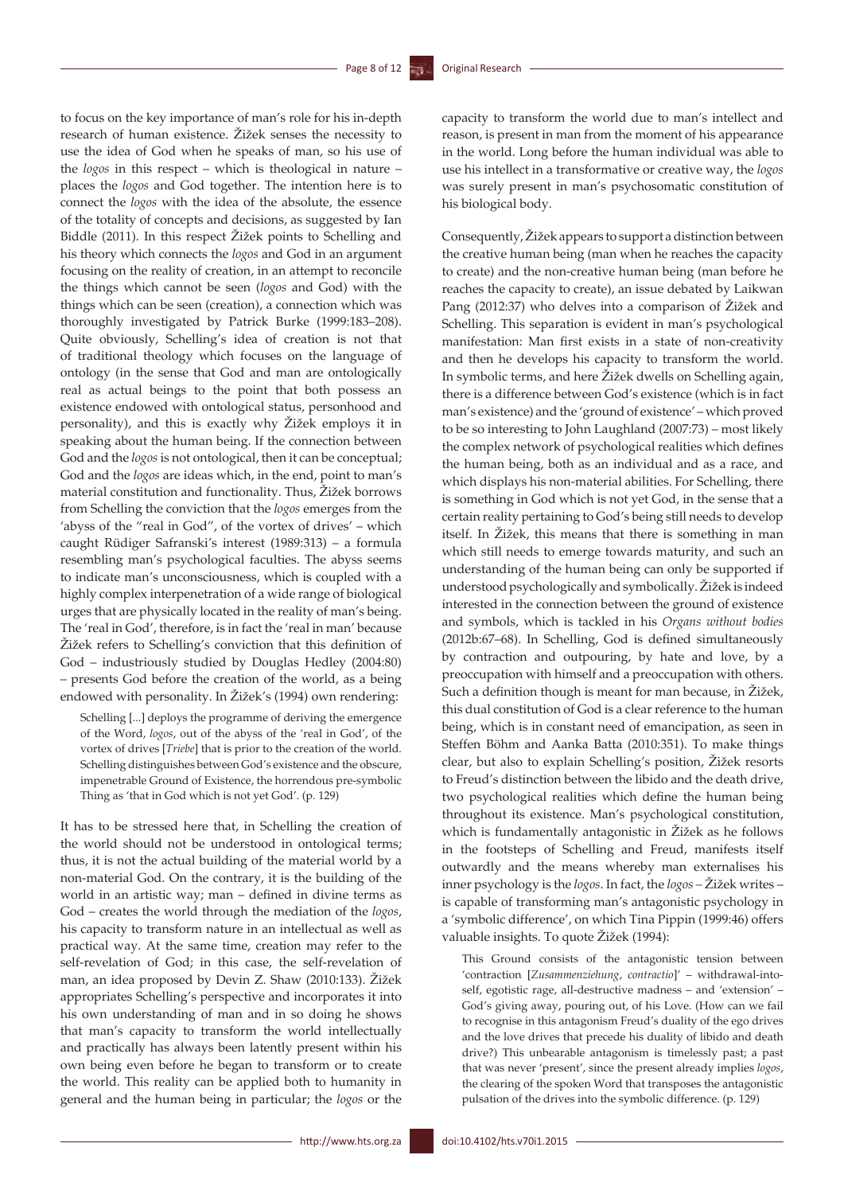to focus on the key importance of man's role for his in-depth research of human existence. Žižek senses the necessity to use the idea of God when he speaks of man, so his use of the *logos* in this respect – which is theological in nature – places the *logos* and God together. The intention here is to connect the *logos* with the idea of the absolute, the essence of the totality of concepts and decisions, as suggested by Ian Biddle (2011). In this respect Žižek points to Schelling and his theory which connects the *logos* and God in an argument focusing on the reality of creation, in an attempt to reconcile the things which cannot be seen (*logos* and God) with the things which can be seen (creation), a connection which was thoroughly investigated by Patrick Burke (1999:183–208). Quite obviously, Schelling's idea of creation is not that of traditional theology which focuses on the language of ontology (in the sense that God and man are ontologically real as actual beings to the point that both possess an existence endowed with ontological status, personhood and personality), and this is exactly why Žižek employs it in speaking about the human being. If the connection between God and the *logos* is not ontological, then it can be conceptual; God and the *logos* are ideas which, in the end, point to man's material constitution and functionality. Thus, Žižek borrows from Schelling the conviction that the *logos* emerges from the 'abyss of the "real in God", of the vortex of drives' – which caught Rüdiger Safranski's interest (1989:313) – a formula resembling man's psychological faculties. The abyss seems to indicate man's unconsciousness, which is coupled with a highly complex interpenetration of a wide range of biological urges that are physically located in the reality of man's being. The 'real in God', therefore, is in fact the 'real in man' because Žižek refers to Schelling's conviction that this definition of God – industriously studied by Douglas Hedley (2004:80) – presents God before the creation of the world, as a being endowed with personality. In Žižek's (1994) own rendering:

> Schelling [...] deploys the programme of deriving the emergence of the Word, *logos*, out of the abyss of the 'real in God', of the vortex of drives [*Triebe*] that is prior to the creation of the world. Schelling distinguishes between God's existence and the obscure, impenetrable Ground of Existence, the horrendous pre-symbolic Thing as 'that in God which is not yet God'. (p. 129)

It has to be stressed here that, in Schelling the creation of the world should not be understood in ontological terms; thus, it is not the actual building of the material world by a non-material God. On the contrary, it is the building of the world in an artistic way; man – defined in divine terms as God – creates the world through the mediation of the *logos*, his capacity to transform nature in an intellectual as well as practical way. At the same time, creation may refer to the self-revelation of God; in this case, the self-revelation of man, an idea proposed by Devin Z. Shaw (2010:133). Žižek appropriates Schelling's perspective and incorporates it into his own understanding of man and in so doing he shows that man's capacity to transform the world intellectually and practically has always been latently present within his own being even before he began to transform or to create the world. This reality can be applied both to humanity in general and the human being in particular; the *logos* or the capacity to transform the world due to man's intellect and reason, is present in man from the moment of his appearance in the world. Long before the human individual was able to use his intellect in a transformative or creative way, the *logos* was surely present in man's psychosomatic constitution of his biological body.

Consequently, Žižek appears to support a distinction between the creative human being (man when he reaches the capacity to create) and the non-creative human being (man before he reaches the capacity to create), an issue debated by Laikwan Pang (2012:37) who delves into a comparison of Žižek and Schelling. This separation is evident in man's psychological manifestation: Man first exists in a state of non-creativity and then he develops his capacity to transform the world. In symbolic terms, and here Žižek dwells on Schelling again, there is a difference between God's existence (which is in fact man's existence) and the 'ground of existence' – which proved to be so interesting to John Laughland (2007:73) – most likely the complex network of psychological realities which defines the human being, both as an individual and as a race, and which displays his non-material abilities. For Schelling, there is something in God which is not yet God, in the sense that a certain reality pertaining to God's being still needs to develop itself. In Žižek, this means that there is something in man which still needs to emerge towards maturity, and such an understanding of the human being can only be supported if understood psychologically and symbolically. Žižek is indeed interested in the connection between the ground of existence and symbols, which is tackled in his *Organs without bodies* (2012b:67–68). In Schelling, God is defined simultaneously by contraction and outpouring, by hate and love, by a preoccupation with himself and a preoccupation with others. Such a definition though is meant for man because, in Žižek, this dual constitution of God is a clear reference to the human being, which is in constant need of emancipation, as seen in Steffen Böhm and Aanka Batta (2010:351). To make things clear, but also to explain Schelling's position, Žižek resorts to Freud's distinction between the libido and the death drive, two psychological realities which define the human being throughout its existence. Man's psychological constitution, which is fundamentally antagonistic in Žižek as he follows in the footsteps of Schelling and Freud, manifests itself outwardly and the means whereby man externalises his inner psychology is the *logos*. In fact, the *logos* – Žižek writes – is capable of transforming man's antagonistic psychology in a 'symbolic difference', on which Tina Pippin (1999:46) offers valuable insights. To quote Žižek (1994):

> This Ground consists of the antagonistic tension between 'contraction [*Zusammenziehung*, *contractio*]' – withdrawal-into-self, egotistic rage, all-destructive madness – and 'extension' – God's giving away, pouring out, of his Love. (How can we fail to recognise in this antagonism Freud's duality of the ego drives and the love drives that precede his duality of libido and death drive?) This unbearable antagonism is timelessly past; a past that was never 'present', since the present already implies *logos*, the clearing of the spoken Word that transposes the antagonistic pulsation of the drives into the symbolic difference. (p. 129)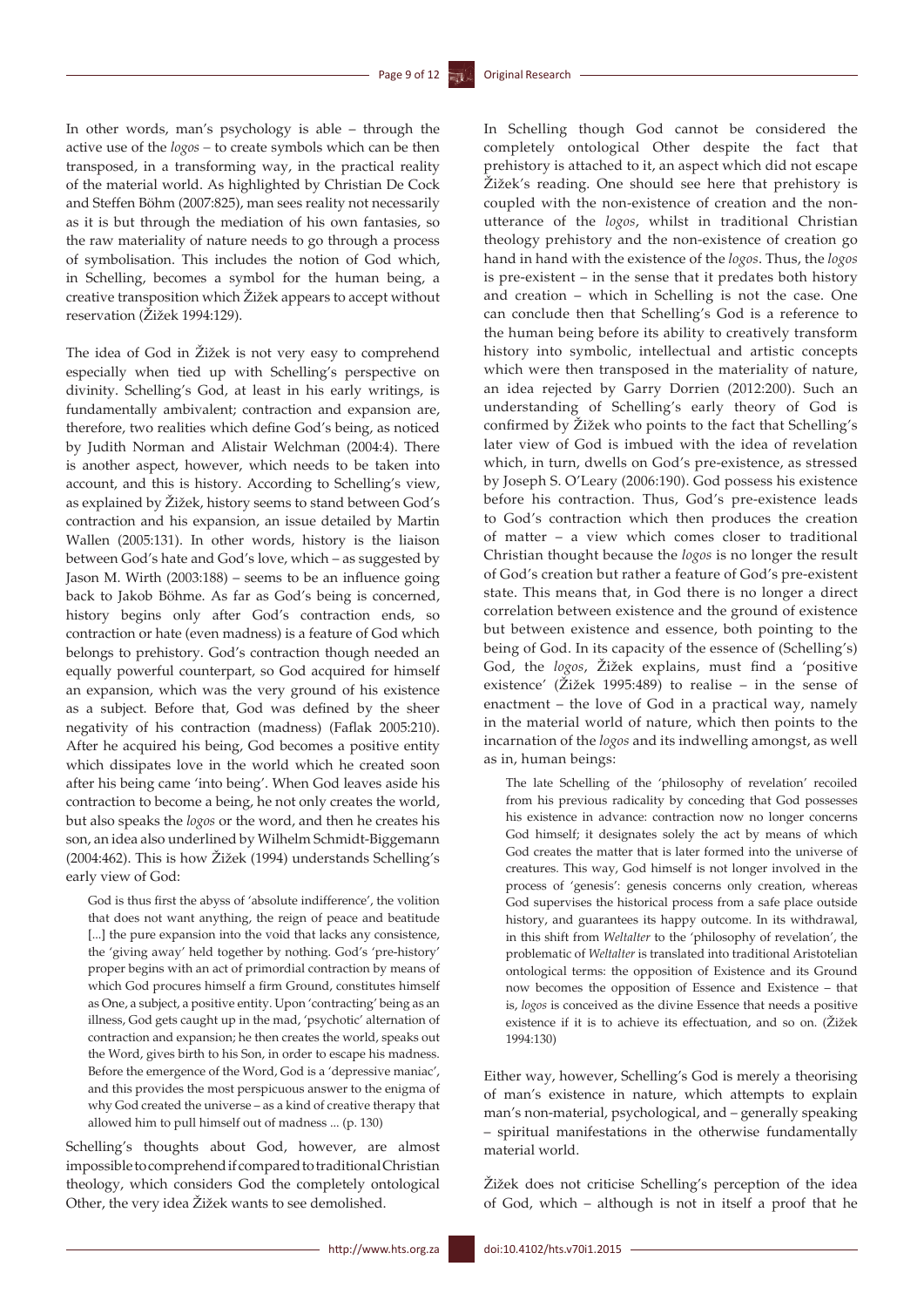In other words, man's psychology is able – through the active use of the *logos* – to create symbols which can be then transposed, in a transforming way, in the practical reality of the material world. As highlighted by Christian De Cock and Steffen Böhm (2007:825), man sees reality not necessarily as it is but through the mediation of his own fantasies, so the raw materiality of nature needs to go through a process of symbolisation. This includes the notion of God which, in Schelling, becomes a symbol for the human being, a creative transposition which Žižek appears to accept without reservation (Žižek 1994:129).

The idea of God in Žižek is not very easy to comprehend especially when tied up with Schelling's perspective on divinity. Schelling's God, at least in his early writings, is fundamentally ambivalent; contraction and expansion are, therefore, two realities which define God's being, as noticed by Judith Norman and Alistair Welchman (2004:4). There is another aspect, however, which needs to be taken into account, and this is history. According to Schelling's view, as explained by Žižek, history seems to stand between God's contraction and his expansion, an issue detailed by Martin Wallen (2005:131). In other words, history is the liaison between God's hate and God's love, which – as suggested by Jason M. Wirth (2003:188) – seems to be an influence going back to Jakob Böhme. As far as God's being is concerned, history begins only after God's contraction ends, so contraction or hate (even madness) is a feature of God which belongs to prehistory. God's contraction though needed an equally powerful counterpart, so God acquired for himself an expansion, which was the very ground of his existence as a subject. Before that, God was defined by the sheer negativity of his contraction (madness) (Faflak 2005:210). After he acquired his being, God becomes a positive entity which dissipates love in the world which he created soon after his being came 'into being'. When God leaves aside his contraction to become a being, he not only creates the world, but also speaks the *logos* or the word, and then he creates his son, an idea also underlined by Wilhelm Schmidt-Biggemann (2004:462). This is how Žižek (1994) understands Schelling's early view of God:

> God is thus first the abyss of 'absolute indifference', the volition that does not want anything, the reign of peace and beatitude [...] the pure expansion into the void that lacks any consistence, the 'giving away' held together by nothing. God's 'pre-history' proper begins with an act of primordial contraction by means of which God procures himself a firm Ground, constitutes himself as One, a subject, a positive entity. Upon 'contracting' being as an illness, God gets caught up in the mad, 'psychotic' alternation of contraction and expansion; he then creates the world, speaks out the Word, gives birth to his Son, in order to escape his madness. Before the emergence of the Word, God is a 'depressive maniac', and this provides the most perspicuous answer to the enigma of why God created the universe – as a kind of creative therapy that allowed him to pull himself out of madness ... (p. 130)

Schelling's thoughts about God, however, are almost impossible to comprehend if compared to traditional Christian theology, which considers God the completely ontological Other, the very idea Žižek wants to see demolished.

In Schelling though God cannot be considered the completely ontological Other despite the fact that prehistory is attached to it, an aspect which did not escape Žižek's reading. One should see here that prehistory is coupled with the non-existence of creation and the non-utterance of the *logos*, whilst in traditional Christian theology prehistory and the non-existence of creation go hand in hand with the existence of the *logos*. Thus, the *logos* is pre-existent – in the sense that it predates both history and creation – which in Schelling is not the case. One can conclude then that Schelling's God is a reference to the human being before its ability to creatively transform history into symbolic, intellectual and artistic concepts which were then transposed in the materiality of nature, an idea rejected by Garry Dorrien (2012:200). Such an understanding of Schelling's early theory of God is confirmed by Žižek who points to the fact that Schelling's later view of God is imbued with the idea of revelation which, in turn, dwells on God's pre-existence, as stressed by Joseph S. O'Leary (2006:190). God possess his existence before his contraction. Thus, God's pre-existence leads to God's contraction which then produces the creation of matter – a view which comes closer to traditional Christian thought because the *logos* is no longer the result of God's creation but rather a feature of God's pre-existent state. This means that, in God there is no longer a direct correlation between existence and the ground of existence but between existence and essence, both pointing to the being of God. In its capacity of the essence of (Schelling's) God, the *logos*, Žižek explains, must find a 'positive existence' (Žižek 1995:489) to realise – in the sense of enactment – the love of God in a practical way, namely in the material world of nature, which then points to the incarnation of the *logos* and its indwelling amongst, as well as in, human beings:

> The late Schelling of the 'philosophy of revelation' recoiled from his previous radicality by conceding that God possesses his existence in advance: contraction now no longer concerns God himself; it designates solely the act by means of which God creates the matter that is later formed into the universe of creatures. This way, God himself is not longer involved in the process of 'genesis': genesis concerns only creation, whereas God supervises the historical process from a safe place outside history, and guarantees its happy outcome. In its withdrawal, in this shift from *Weltalter* to the 'philosophy of revelation', the problematic of *Weltalter* is translated into traditional Aristotelian ontological terms: the opposition of Existence and its Ground now becomes the opposition of Essence and Existence – that is, *logos* is conceived as the divine Essence that needs a positive existence if it is to achieve its effectuation, and so on. (Žižek 1994:130)

Either way, however, Schelling's God is merely a theorising of man's existence in nature, which attempts to explain man's non-material, psychological, and – generally speaking – spiritual manifestations in the otherwise fundamentally material world.

Žižek does not criticise Schelling's perception of the idea of God, which – although is not in itself a proof that he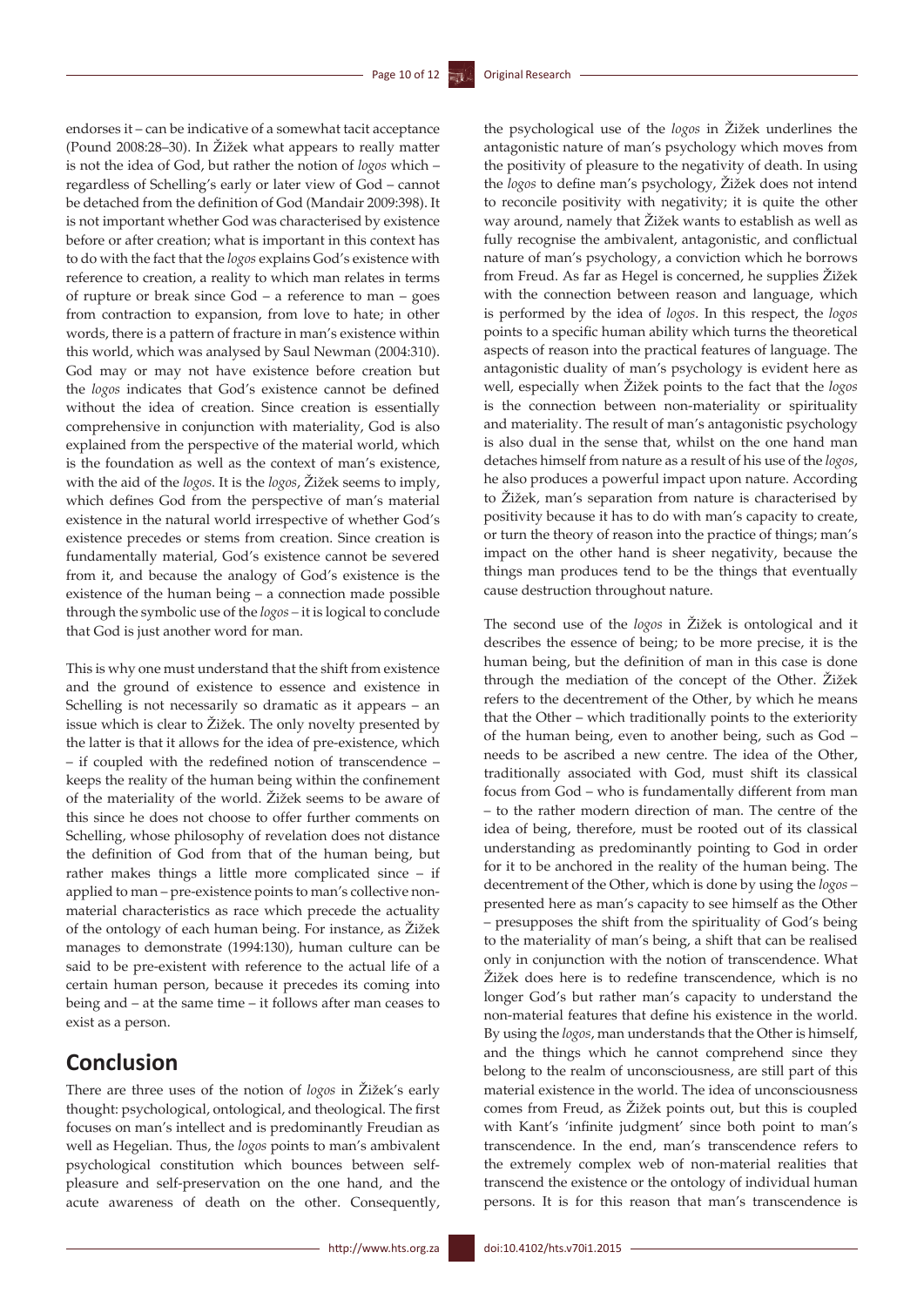endorses it – can be indicative of a somewhat tacit acceptance (Pound 2008:28–30). In Žižek what appears to really matter is not the idea of God, but rather the notion of *logos* which – regardless of Schelling's early or later view of God – cannot be detached from the definition of God (Mandair 2009:398). It is not important whether God was characterised by existence before or after creation; what is important in this context has to do with the fact that the *logos* explains God's existence with reference to creation, a reality to which man relates in terms of rupture or break since God – a reference to man – goes from contraction to expansion, from love to hate; in other words, there is a pattern of fracture in man's existence within this world, which was analysed by Saul Newman (2004:310). God may or may not have existence before creation but the *logos* indicates that God's existence cannot be defined without the idea of creation. Since creation is essentially comprehensive in conjunction with materiality, God is also explained from the perspective of the material world, which is the foundation as well as the context of man's existence, with the aid of the *logos*. It is the *logos*, Žižek seems to imply, which defines God from the perspective of man's material existence in the natural world irrespective of whether God's existence precedes or stems from creation. Since creation is fundamentally material, God's existence cannot be severed from it, and because the analogy of God's existence is the existence of the human being – a connection made possible through the symbolic use of the *logos* – it is logical to conclude that God is just another word for man.

This is why one must understand that the shift from existence and the ground of existence to essence and existence in Schelling is not necessarily so dramatic as it appears – an issue which is clear to Žižek. The only novelty presented by the latter is that it allows for the idea of pre-existence, which – if coupled with the redefined notion of transcendence – keeps the reality of the human being within the confinement of the materiality of the world. Žižek seems to be aware of this since he does not choose to offer further comments on Schelling, whose philosophy of revelation does not distance the definition of God from that of the human being, but rather makes things a little more complicated since – if applied to man – pre-existence points to man's collective non-material characteristics as race which precede the actuality of the ontology of each human being. For instance, as Žižek manages to demonstrate (1994:130), human culture can be said to be pre-existent with reference to the actual life of a certain human person, because it precedes its coming into being and – at the same time – it follows after man ceases to exist as a person.

## Conclusion

There are three uses of the notion of *logos* in Žižek's early thought: psychological, ontological, and theological. The first focuses on man's intellect and is predominantly Freudian as well as Hegelian. Thus, the *logos* points to man's ambivalent psychological constitution which bounces between self-pleasure and self-preservation on the one hand, and the acute awareness of death on the other. Consequently, the psychological use of the *logos* in Žižek underlines the antagonistic nature of man's psychology which moves from the positivity of pleasure to the negativity of death. In using the *logos* to define man's psychology, Žižek does not intend to reconcile positivity with negativity; it is quite the other way around, namely that Žižek wants to establish as well as fully recognise the ambivalent, antagonistic, and conflictual nature of man's psychology, a conviction which he borrows from Freud. As far as Hegel is concerned, he supplies Žižek with the connection between reason and language, which is performed by the idea of *logos*. In this respect, the *logos* points to a specific human ability which turns the theoretical aspects of reason into the practical features of language. The antagonistic duality of man's psychology is evident here as well, especially when Žižek points to the fact that the *logos* is the connection between non-materiality or spirituality and materiality. The result of man's antagonistic psychology is also dual in the sense that, whilst on the one hand man detaches himself from nature as a result of his use of the *logos*, he also produces a powerful impact upon nature. According to Žižek, man's separation from nature is characterised by positivity because it has to do with man's capacity to create, or turn the theory of reason into the practice of things; man's impact on the other hand is sheer negativity, because the things man produces tend to be the things that eventually cause destruction throughout nature.

The second use of the *logos* in Žižek is ontological and it describes the essence of being; to be more precise, it is the human being, but the definition of man in this case is done through the mediation of the concept of the Other. Žižek refers to the decentrement of the Other, by which he means that the Other – which traditionally points to the exteriority of the human being, even to another being, such as God – needs to be ascribed a new centre. The idea of the Other, traditionally associated with God, must shift its classical focus from God – who is fundamentally different from man – to the rather modern direction of man. The centre of the idea of being, therefore, must be rooted out of its classical understanding as predominantly pointing to God in order for it to be anchored in the reality of the human being. The decentrement of the Other, which is done by using the *logos* – presented here as man's capacity to see himself as the Other – presupposes the shift from the spirituality of God's being to the materiality of man's being, a shift that can be realised only in conjunction with the notion of transcendence. What Žižek does here is to redefine transcendence, which is no longer God's but rather man's capacity to understand the non-material features that define his existence in the world. By using the *logos*, man understands that the Other is himself, and the things which he cannot comprehend since they belong to the realm of unconsciousness, are still part of this material existence in the world. The idea of unconsciousness comes from Freud, as Žižek points out, but this is coupled with Kant's 'infinite judgment' since both point to man's transcendence. In the end, man's transcendence refers to the extremely complex web of non-material realities that transcend the existence or the ontology of individual human persons. It is for this reason that man's transcendence is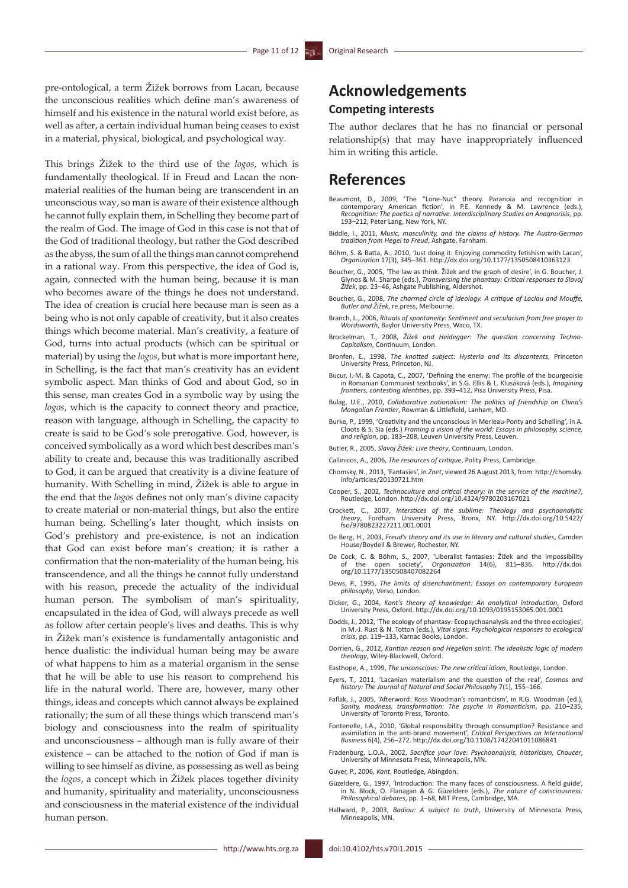pre-ontological, a term Žižek borrows from Lacan, because the unconscious realities which define man's awareness of himself and his existence in the natural world exist before, as well as after, a certain individual human being ceases to exist in a material, physical, biological, and psychological way.

This brings Žižek to the third use of the *logos*, which is fundamentally theological. If in Freud and Lacan the non-material realities of the human being are transcendent in an unconscious way, so man is aware of their existence although he cannot fully explain them, in Schelling they become part of the realm of God. The image of God in this case is not that of the God of traditional theology, but rather the God described as the abyss, the sum of all the things man cannot comprehend in a rational way. From this perspective, the idea of God is, again, connected with the human being, because it is man who becomes aware of the things he does not understand. The idea of creation is crucial here because man is seen as a being who is not only capable of creativity, but it also creates things which become material. Man's creativity, a feature of God, turns into actual products (which can be spiritual or material) by using the *logos*, but what is more important here, in Schelling, is the fact that man's creativity has an evident symbolic aspect. Man thinks of God and about God, so in this sense, man creates God in a symbolic way by using the *logos*, which is the capacity to connect theory and practice, reason with language, although in Schelling, the capacity to create is said to be God's sole prerogative. God, however, is conceived symbolically as a word which best describes man's ability to create and, because this was traditionally ascribed to God, it can be argued that creativity is a divine feature of humanity. With Schelling in mind, Žižek is able to argue in the end that the *logos* defines not only man's divine capacity to create material or non-material things, but also the entire human being. Schelling's later thought, which insists on God's prehistory and pre-existence, is not an indication that God can exist before man's creation; it is rather a confirmation that the non-materiality of the human being, his transcendence, and all the things he cannot fully understand with his reason, precede the actuality of the individual human person. The symbolism of man's spirituality, encapsulated in the idea of God, will always precede as well as follow after certain people's lives and deaths. This is why in Žižek man's existence is fundamentally antagonistic and hence dualistic: the individual human being may be aware of what happens to him as a material organism in the sense that he will be able to use his reason to comprehend his life in the natural world. There are, however, many other things, ideas and concepts which cannot always be explained rationally; the sum of all these things which transcend man's biology and consciousness into the realm of spirituality and unconsciousness – although man is fully aware of their existence – can be attached to the notion of God if man is willing to see himself as divine, as possessing as well as being the *logos*, a concept which in Žižek places together divinity and humanity, spirituality and materiality, unconsciousness and consciousness in the material existence of the individual human person.

# Acknowledgements

## Competing interests

The author declares that he has no financial or personal relationship(s) that may have inappropriately influenced him in writing this article.

# References

Beaumont, D., 2009, 'The "Lone-Nut" theory. Paranoia and recognition in contemporary American fiction', in P.E. Kennedy & M. Lawrence (eds.), *Recognition: The poetics of narrative. Interdisciplinary Studies on Anagnorisis*, pp. 193–212, Peter Lang, New York, NY.

Biddle, I., 2011, *Music, masculinity, and the claims of history. The Austro-German tradition from Hegel to Freud*, Ashgate, Farnham.

Böhm, S. & Batta, A., 2010, 'Just doing it: Enjoying commodity fetishism with Lacan', *Organization* 17(3), 345–361. http://dx.doi.org/10.1177/1350508410363123

Boucher, G., 2005, 'The law as think. Žižek and the graph of desire', in G. Boucher, J. Glynos & M. Sharpe (eds.), *Transversing the phantasy: Critical responses to Slavoj Žižek*, pp. 23–46, Ashgate Publishing, Aldershot.

Boucher, G., 2008, *The charmed circle of ideology. A critique of Laclau and Mouffe, Butler and Žižek*, re.press, Melbourne.

Branch, L., 2006, *Rituals of spontaneity: Sentiment and secularism from free prayer to Wordsworth*, Baylor University Press, Waco, TX.

Brockelman, T., 2008, *Žižek and Heidegger: The question concerning Techno-Capitalism*, Continuum, London.

Bronfen, E., 1998, *The knotted subject: Hysteria and its discontents*, Princeton University Press, Princeton, NJ.

Bucur, I.-M. & Capota, C., 2007, 'Defining the enemy: The profile of the bourgeoisie in Romanian Communist textbooks', in S.G. Ellis & L. Klusáková (eds.), *Imagining frontiers, contesting identities*, pp. 393–412, Pisa University Press, Pisa.

Bulag, U.E., 2010, *Collaborative nationalism: The politics of friendship on China's Mongolian Frontier*, Rowman & Littlefield, Lanham, MD.

Burke, P., 1999, 'Creativity and the unconscious in Merleau-Ponty and Schelling', in A. Cloots & S. Sia (eds.) *Framing a vision of the world: Essays in philosophy, science, and religion*, pp. 183–208, Leuven University Press, Leuven.

Butler, R., 2005, *Slavoj Žižek: Live theory*, Continuum, London.

Callinicos, A., 2006, *The resources of critique*, Polity Press, Cambridge.

Chomsky, N., 2013, 'Fantasies', in *Znet*, viewed 26 August 2013, from http://chomsky.info/articles/20130721.htm

Cooper, S., 2002, *Technoculture and critical theory: In the service of the machine?*, Routledge, London. http://dx.doi.org/10.4324/9780203167021

Crockett, C., 2007, *Interstices of the sublime: Theology and psychoanalytic theory*, Fordham University Press, Bronx, NY. http://dx.doi.org/10.5422/fso/9780823227211.001.0001

De Berg, H., 2003, *Freud's theory and its use in literary and cultural studies*, Camden House/Boydell & Brewer, Rochester, NY.

De Cock, C. & Böhm, S., 2007, 'Liberalist fantasies: Žižek and the impossibility of the open society', *Organization* 14(6), 815–836. http://dx.doi.org/10.1177/1350508407082264

Dews, P., 1995, *The limits of disenchantment: Essays on contemporary European philosophy*, Verso, London.

Dicker, G., 2004, *Kant's theory of knowledge: An analytical introduction*, Oxford University Press, Oxford. http://dx.doi.org/10.1093/0195153065.001.0001

Dodds, J., 2012, 'The ecology of phantasy: Ecopsychoanalysis and the three ecologies', in M.-J. Rust & N. Totton (eds.), *Vital signs: Psychological responses to ecological crisis*, pp. 119–133, Karnac Books, London.

Dorrien, G., 2012, *Kantian reason and Hegelian spirit: The idealistic logic of modern theology*, Wiley-Blackwell, Oxford.

Easthope, A., 1999, *The unconscious: The new critical idiom*, Routledge, London.

Eyers, T., 2011, 'Lacanian materialism and the question of the real', *Cosmos and history: The Journal of Natural and Social Philosophy* 7(1), 155–166.

Faflak, J., 2005, 'Afterword: Ross Woodman's romanticism', in R.G. Woodman (ed.), *Sanity, madness, transformation: The psyche in Romanticism*, pp. 210–235, University of Toronto Press, Toronto.

Fontenelle, I.A., 2010, 'Global responsibility through consumption? Resistance and assimilation in the anti-brand movement', *Critical Perspectives on International Business* 6(4), 256–272. http://dx.doi.org/10.1108/17422041011086841

Fradenburg, L.O.A., 2002, *Sacrifice your love: Psychoanalysis, historicism, Chaucer*, University of Minnesota Press, Minneapolis, MN.

Guyer, P., 2006, *Kant*, Routledge, Abingdon.

Güzeldere, G., 1997, 'Introduction: The many faces of consciousness. A field guide', in N. Block, O. Flanagan & G. Güzeldere (eds.), *The nature of consciousness: Philosophical debates*, pp. 1–68, MIT Press, Cambridge, MA.

Hallward, P., 2003, *Badiou: A subject to truth*, University of Minnesota Press, Minneapolis, MN.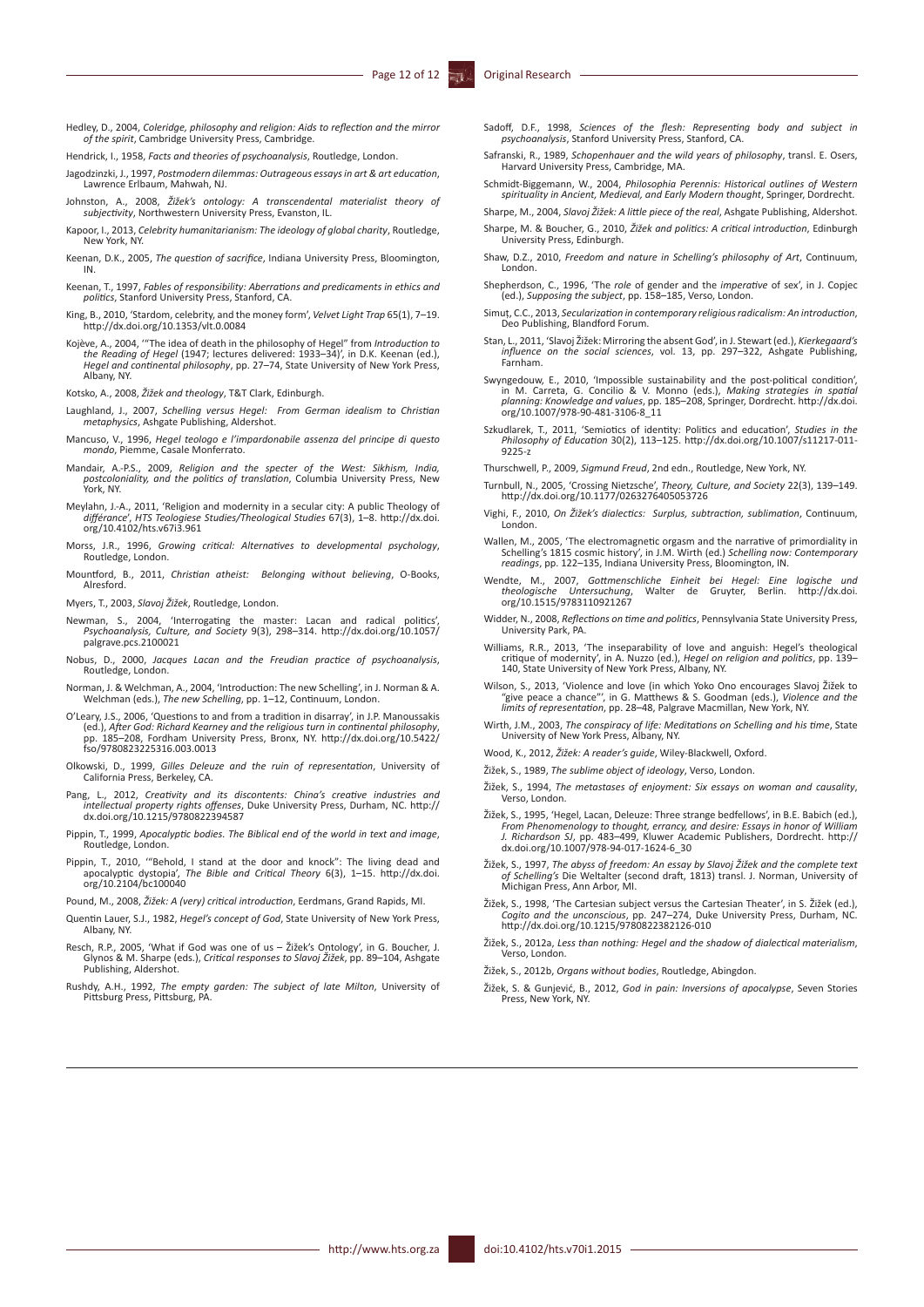Hedley, D., 2004, *Coleridge, philosophy and religion: Aids to reflection and the mirror of the spirit*, Cambridge University Press, Cambridge.

Hendrick, I., 1958, *Facts and theories of psychoanalysis*, Routledge, London.

Jagodzinzki, J., 1997, *Postmodern dilemmas: Outrageous essays in art & art education*, Lawrence Erlbaum, Mahwah, NJ.

Johnston, A., 2008, *Žižek's ontology: A transcendental materialist theory of subjectivity*, Northwestern University Press, Evanston, IL.

Kapoor, I., 2013, *Celebrity humanitarianism: The ideology of global charity*, Routledge, New York, NY.

Keenan, D.K., 2005, *The question of sacrifice*, Indiana University Press, Bloomington, IN.

Keenan, T., 1997, *Fables of responsibility: Aberrations and predicaments in ethics and politics*, Stanford University Press, Stanford, CA.

King, B., 2010, 'Stardom, celebrity, and the money form', *Velvet Light Trap* 65(1), 7–19. http://dx.doi.org/10.1353/vlt.0.0084

Kojève, A., 2004, '"The idea of death in the philosophy of Hegel" from *Introduction to the Reading of Hegel* (1947; lectures delivered: 1933–34)', in D.K. Keenan (ed.), *Hegel and continental philosophy*, pp. 27–74, State University of New York Press, Albany, NY.

Kotsko, A., 2008, *Žižek and theology*, T&T Clark, Edinburgh.

Laughland, J., 2007, *Schelling versus Hegel: From German idealism to Christian metaphysics*, Ashgate Publishing, Aldershot.

Mancuso, V., 1996, *Hegel teologo e l'impardonabile assenza del principe di questo mondo*, Piemme, Casale Monferrato.

Mandair, A.-P.S., 2009, *Religion and the specter of the West: Sikhism, India, postcoloniality, and the politics of translation*, Columbia University Press, New York, NY.

Meylahn, J.-A., 2011, 'Religion and modernity in a secular city: A public Theology of *différance*', *HTS Teologiese Studies/Theological Studies* 67(3), 1–8. http://dx.doi.org/10.4102/hts.v67i3.961

Morss, J.R., 1996, *Growing critical: Alternatives to developmental psychology*, Routledge, London.

Mountford, B., 2011, *Christian atheist: Belonging without believing*, O-Books, Alresford.

Myers, T., 2003, *Slavoj Žižek*, Routledge, London.

Newman, S., 2004, 'Interrogating the master: Lacan and radical politics', *Psychoanalysis, Culture, and Society* 9(3), 298–314. http://dx.doi.org/10.1057/palgrave.pcs.2100021

Nobus, D., 2000, *Jacques Lacan and the Freudian practice of psychoanalysis*, Routledge, London.

Norman, J. & Welchman, A., 2004, 'Introduction: The new Schelling', in J. Norman & A. Welchman (eds.), *The new Schelling*, pp. 1–12, Continuum, London.

O'Leary, J.S., 2006, 'Questions to and from a tradition in disarray', in J.P. Manoussakis (ed.), *After God: Richard Kearney and the religious turn in continental philosophy*, pp. 185–208, Fordham University Press, Bronx, NY. http://dx.doi.org/10.5422/fso/9780823225316.003.0013

Olkowski, D., 1999, *Gilles Deleuze and the ruin of representation*, University of California Press, Berkeley, CA.

Pang, L., 2012, *Creativity and its discontents: China's creative industries and intellectual property rights offenses*, Duke University Press, Durham, NC. http://dx.doi.org/10.1215/9780822394587

Pippin, T., 1999, *Apocalyptic bodies. The Biblical end of the world in text and image*, Routledge, London.

Pippin, T., 2010, '"Behold, I stand at the door and knock": The living dead and apocalyptic dystopia', *The Bible and Critical Theory* 6(3), 1–15. http://dx.doi.org/10.2104/bc100040

Pound, M., 2008, *Žižek: A (very) critical introduction*, Eerdmans, Grand Rapids, MI.

Quentin Lauer, S.J., 1982, *Hegel's concept of God*, State University of New York Press, Albany, NY.

Resch, R.P., 2005, 'What if God was one of us – Žižek's Ontology', in G. Boucher, J. Glynos & M. Sharpe (eds.), *Critical responses to Slavoj Žižek*, pp. 89–104, Ashgate Publishing, Aldershot.

Rushdy, A.H., 1992, *The empty garden: The subject of late Milton*, University of Pittsburg Press, Pittsburg, PA.

Sadoff, D.F., 1998, *Sciences of the flesh: Representing body and subject in psychoanalysis*, Stanford University Press, Stanford, CA.

Safranski, R., 1989, *Schopenhauer and the wild years of philosophy*, transl. E. Osers, Harvard University Press, Cambridge, MA.

Schmidt-Biggemann, W., 2004, *Philosophia Perennis: Historical outlines of Western spirituality in Ancient, Medieval, and Early Modern thought*, Springer, Dordrecht.

Sharpe, M., 2004, *Slavoj Žižek: A little piece of the real*, Ashgate Publishing, Aldershot.

Sharpe, M. & Boucher, G., 2010, *Žižek and politics: A critical introduction*, Edinburgh University Press, Edinburgh.

Shaw, D.Z., 2010, *Freedom and nature in Schelling's philosophy of Art*, Continuum, London.

Shepherdson, C., 1996, 'The *role* of gender and the *imperative* of sex', in J. Copjec (ed.), *Supposing the subject*, pp. 158–185, Verso, London.

Simuț, C.C., 2013, *Secularization in contemporary religious radicalism: An introduction*, Deo Publishing, Blandford Forum.

Stan, L., 2011, 'Slavoj Žižek: Mirroring the absent God', in J. Stewart (ed.), *Kierkegaard's influence on the social sciences*, vol. 13, pp. 297–322, Ashgate Publishing, Farnham.

Swyngedouw, E., 2010, 'Impossible sustainability and the post-political condition', in M. Carreta, G. Concilio & V. Monno (eds.), *Making strategies in spatial planning: Knowledge and values*, pp. 185–208, Springer, Dordrecht. http://dx.doi.org/10.1007/978-90-481-3106-8_11

Szkudlarek, T., 2011, 'Semiotics of identity: Politics and education', *Studies in the Philosophy of Education* 30(2), 113–125. http://dx.doi.org/10.1007/s11217-011-9225-z

Thurschwell, P., 2009, *Sigmund Freud*, 2nd edn., Routledge, New York, NY.

Turnbull, N., 2005, 'Crossing Nietzsche', *Theory, Culture, and Society* 22(3), 139–149. http://dx.doi.org/10.1177/0263276405053726

Vighi, F., 2010, *On Žižek's dialectics: Surplus, subtraction, sublimation*, Continuum, London.

Wallen, M., 2005, 'The electromagnetic orgasm and the narrative of primordiality in Schelling's 1815 cosmic history', in J.M. Wirth (ed.) *Schelling now: Contemporary readings*, pp. 122–135, Indiana University Press, Bloomington, IN.

Wendte, M., 2007, *Gottmenschliche Einheit bei Hegel: Eine logische und theologische Untersuchung*, Walter de Gruyter, Berlin. http://dx.doi.org/10.1515/9783110921267

Widder, N., 2008, *Reflections on time and politics*, Pennsylvania State University Press, University Park, PA.

Williams, R.R., 2013, 'The inseparability of love and anguish: Hegel's theological critique of modernity', in A. Nuzzo (ed.), *Hegel on religion and politics*, pp. 139–140, State University of New York Press, Albany, NY.

Wilson, S., 2013, 'Violence and love (in which Yoko Ono encourages Slavoj Žižek to "give peace a chance"', in G. Matthews & S. Goodman (eds.), *Violence and the limits of representation*, pp. 28–48, Palgrave Macmillan, New York, NY.

Wirth, J.M., 2003, *The conspiracy of life: Meditations on Schelling and his time*, State University of New York Press, Albany, NY.

Wood, K., 2012, *Žižek: A reader's guide*, Wiley-Blackwell, Oxford.

Žižek, S., 1989, *The sublime object of ideology*, Verso, London.

Žižek, S., 1994, *The metastases of enjoyment: Six essays on woman and causality*, Verso, London.

Žižek, S., 1995, 'Hegel, Lacan, Deleuze: Three strange bedfellows', in B.E. Babich (ed.), *From Phenomenology to thought, errancy, and desire: Essays in honor of William J. Richardson SJ*, pp. 483–499, Kluwer Academic Publishers, Dordrecht. http://dx.doi.org/10.1007/978-94-017-1624-6_30

Žižek, S., 1997, *The abyss of freedom: An essay by Slavoj Žižek and the complete text of Schelling's* Die Weltalter (second draft, 1813) transl. J. Norman, University of Michigan Press, Ann Arbor, MI.

Žižek, S., 1998, 'The Cartesian subject versus the Cartesian Theater', in S. Žižek (ed.), *Cogito and the unconscious*, pp. 247–274, Duke University Press, Durham, NC. http://dx.doi.org/10.1215/9780822382126-010

Žižek, S., 2012a, *Less than nothing: Hegel and the shadow of dialectical materialism*, Verso, London.

Žižek, S., 2012b, *Organs without bodies*, Routledge, Abingdon.

Žižek, S. & Gunjević, B., 2012, *God in pain: Inversions of apocalypse*, Seven Stories Press, New York, NY.